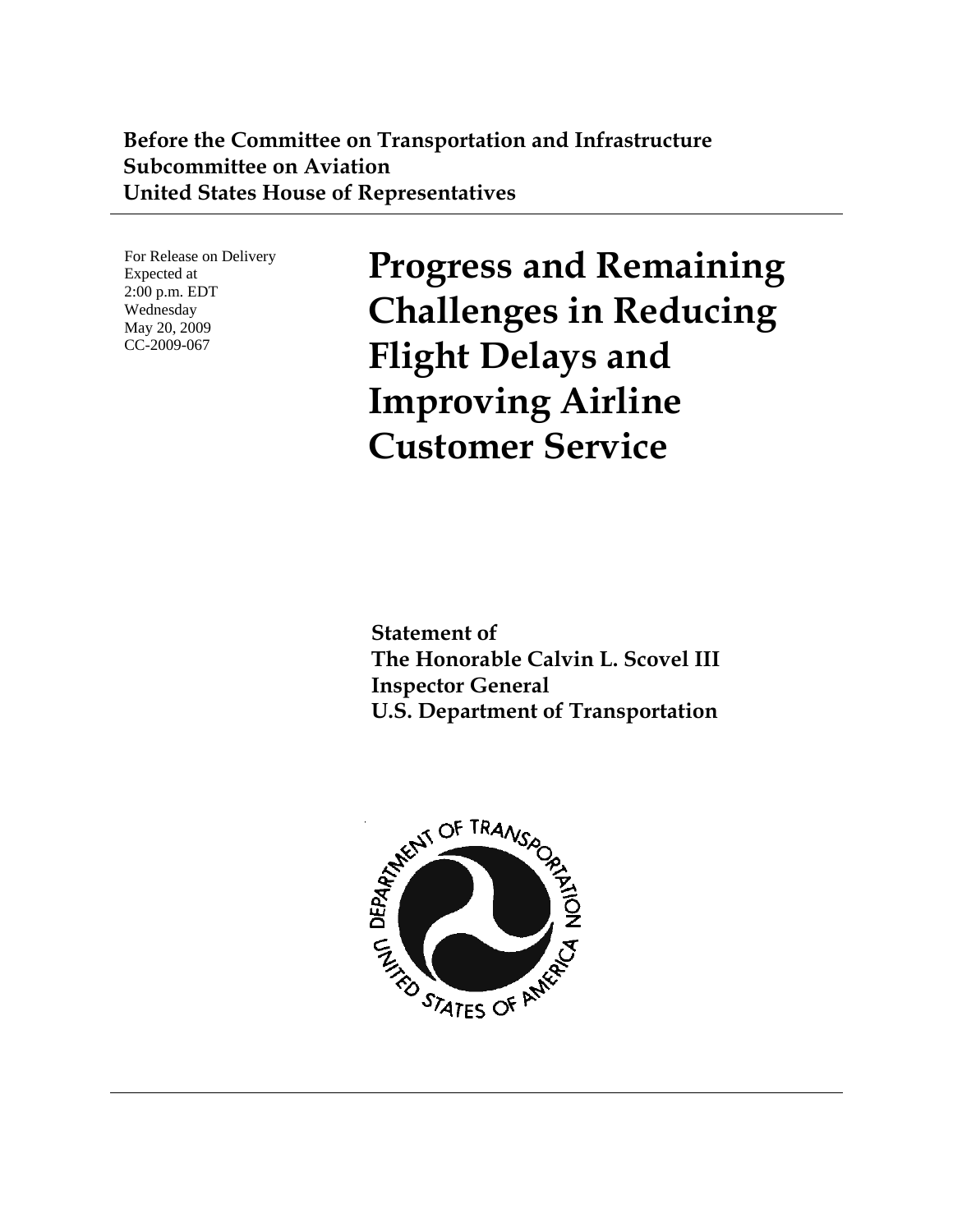**Before the Committee on Transportation and Infrastructure**
**Subcommittee on Aviation**
**United States House of Representatives**

For Release on Delivery
Expected at
2:00 p.m. EDT
Wednesday
May 20, 2009
CC-2009-067

# Progress and Remaining Challenges in Reducing Flight Delays and Improving Airline Customer Service

**Statement of**
**The Honorable Calvin L. Scovel III**
**Inspector General**
**U.S. Department of Transportation**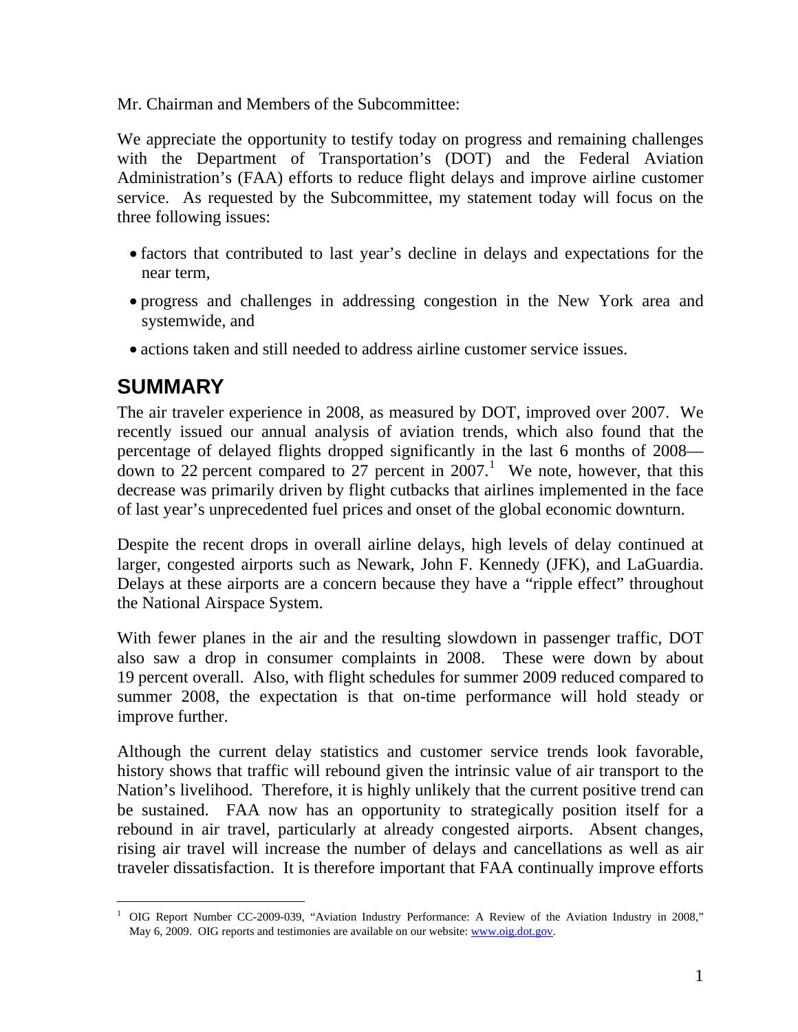Mr. Chairman and Members of the Subcommittee:

We appreciate the opportunity to testify today on progress and remaining challenges with the Department of Transportation's (DOT) and the Federal Aviation Administration's (FAA) efforts to reduce flight delays and improve airline customer service. As requested by the Subcommittee, my statement today will focus on the three following issues:

- factors that contributed to last year's decline in delays and expectations for the near term,
- progress and challenges in addressing congestion in the New York area and systemwide, and
- actions taken and still needed to address airline customer service issues.

## SUMMARY

The air traveler experience in 2008, as measured by DOT, improved over 2007. We recently issued our annual analysis of aviation trends, which also found that the percentage of delayed flights dropped significantly in the last 6 months of 2008—down to 22 percent compared to 27 percent in 2007.[1] We note, however, that this decrease was primarily driven by flight cutbacks that airlines implemented in the face of last year's unprecedented fuel prices and onset of the global economic downturn.

Despite the recent drops in overall airline delays, high levels of delay continued at larger, congested airports such as Newark, John F. Kennedy (JFK), and LaGuardia. Delays at these airports are a concern because they have a "ripple effect" throughout the National Airspace System.

With fewer planes in the air and the resulting slowdown in passenger traffic, DOT also saw a drop in consumer complaints in 2008. These were down by about 19 percent overall. Also, with flight schedules for summer 2009 reduced compared to summer 2008, the expectation is that on-time performance will hold steady or improve further.

Although the current delay statistics and customer service trends look favorable, history shows that traffic will rebound given the intrinsic value of air transport to the Nation's livelihood. Therefore, it is highly unlikely that the current positive trend can be sustained. FAA now has an opportunity to strategically position itself for a rebound in air travel, particularly at already congested airports. Absent changes, rising air travel will increase the number of delays and cancellations as well as air traveler dissatisfaction. It is therefore important that FAA continually improve efforts

[1] OIG Report Number CC-2009-039, "Aviation Industry Performance: A Review of the Aviation Industry in 2008," May 6, 2009. OIG reports and testimonies are available on our website: www.oig.dot.gov.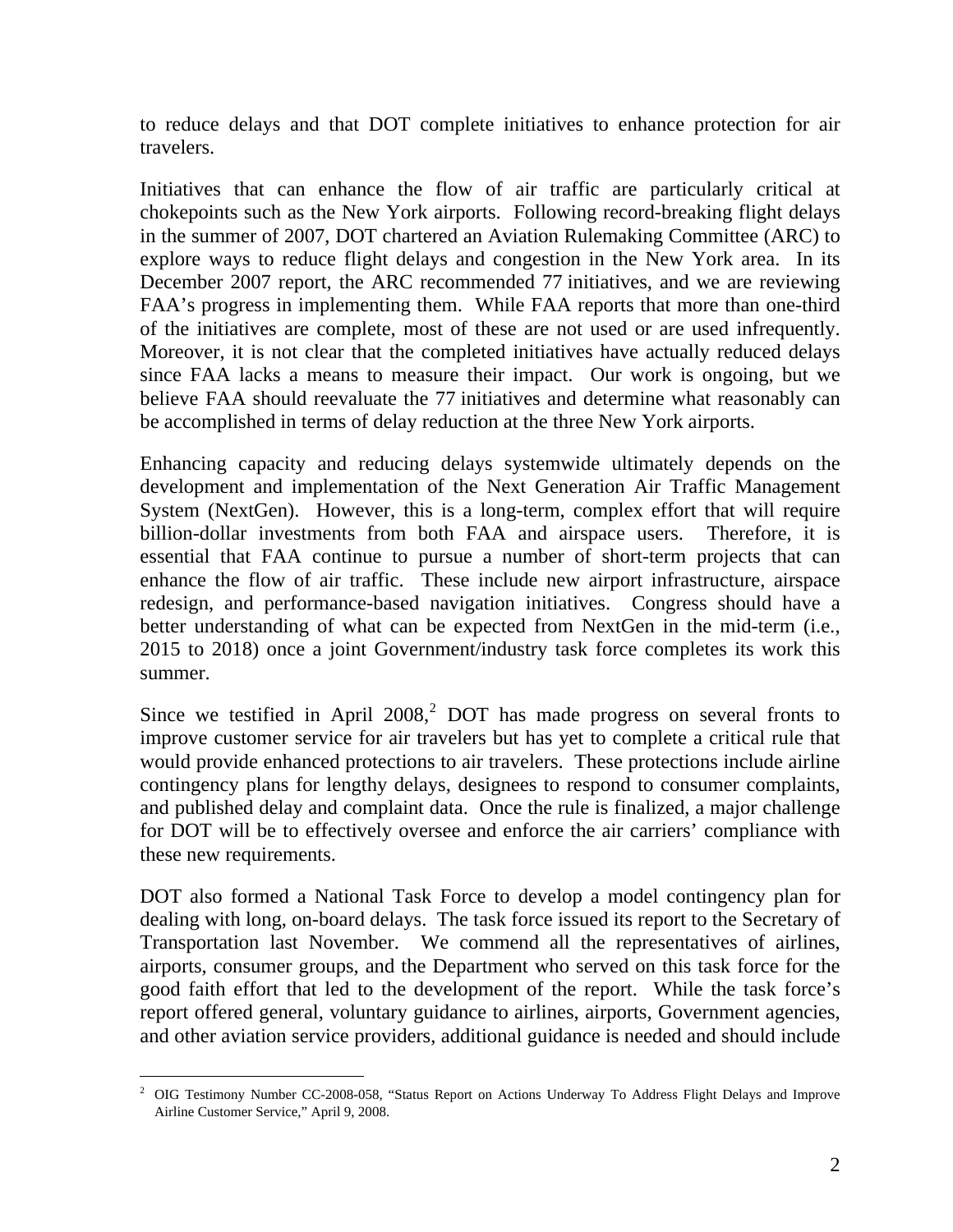to reduce delays and that DOT complete initiatives to enhance protection for air travelers.

Initiatives that can enhance the flow of air traffic are particularly critical at chokepoints such as the New York airports. Following record-breaking flight delays in the summer of 2007, DOT chartered an Aviation Rulemaking Committee (ARC) to explore ways to reduce flight delays and congestion in the New York area. In its December 2007 report, the ARC recommended 77 initiatives, and we are reviewing FAA's progress in implementing them. While FAA reports that more than one-third of the initiatives are complete, most of these are not used or are used infrequently. Moreover, it is not clear that the completed initiatives have actually reduced delays since FAA lacks a means to measure their impact. Our work is ongoing, but we believe FAA should reevaluate the 77 initiatives and determine what reasonably can be accomplished in terms of delay reduction at the three New York airports.

Enhancing capacity and reducing delays systemwide ultimately depends on the development and implementation of the Next Generation Air Traffic Management System (NextGen). However, this is a long-term, complex effort that will require billion-dollar investments from both FAA and airspace users. Therefore, it is essential that FAA continue to pursue a number of short-term projects that can enhance the flow of air traffic. These include new airport infrastructure, airspace redesign, and performance-based navigation initiatives. Congress should have a better understanding of what can be expected from NextGen in the mid-term (i.e., 2015 to 2018) once a joint Government/industry task force completes its work this summer.

Since we testified in April 2008,[2] DOT has made progress on several fronts to improve customer service for air travelers but has yet to complete a critical rule that would provide enhanced protections to air travelers. These protections include airline contingency plans for lengthy delays, designees to respond to consumer complaints, and published delay and complaint data. Once the rule is finalized, a major challenge for DOT will be to effectively oversee and enforce the air carriers' compliance with these new requirements.

DOT also formed a National Task Force to develop a model contingency plan for dealing with long, on-board delays. The task force issued its report to the Secretary of Transportation last November. We commend all the representatives of airlines, airports, consumer groups, and the Department who served on this task force for the good faith effort that led to the development of the report. While the task force's report offered general, voluntary guidance to airlines, airports, Government agencies, and other aviation service providers, additional guidance is needed and should include

---

[2] OIG Testimony Number CC-2008-058, "Status Report on Actions Underway To Address Flight Delays and Improve Airline Customer Service," April 9, 2008.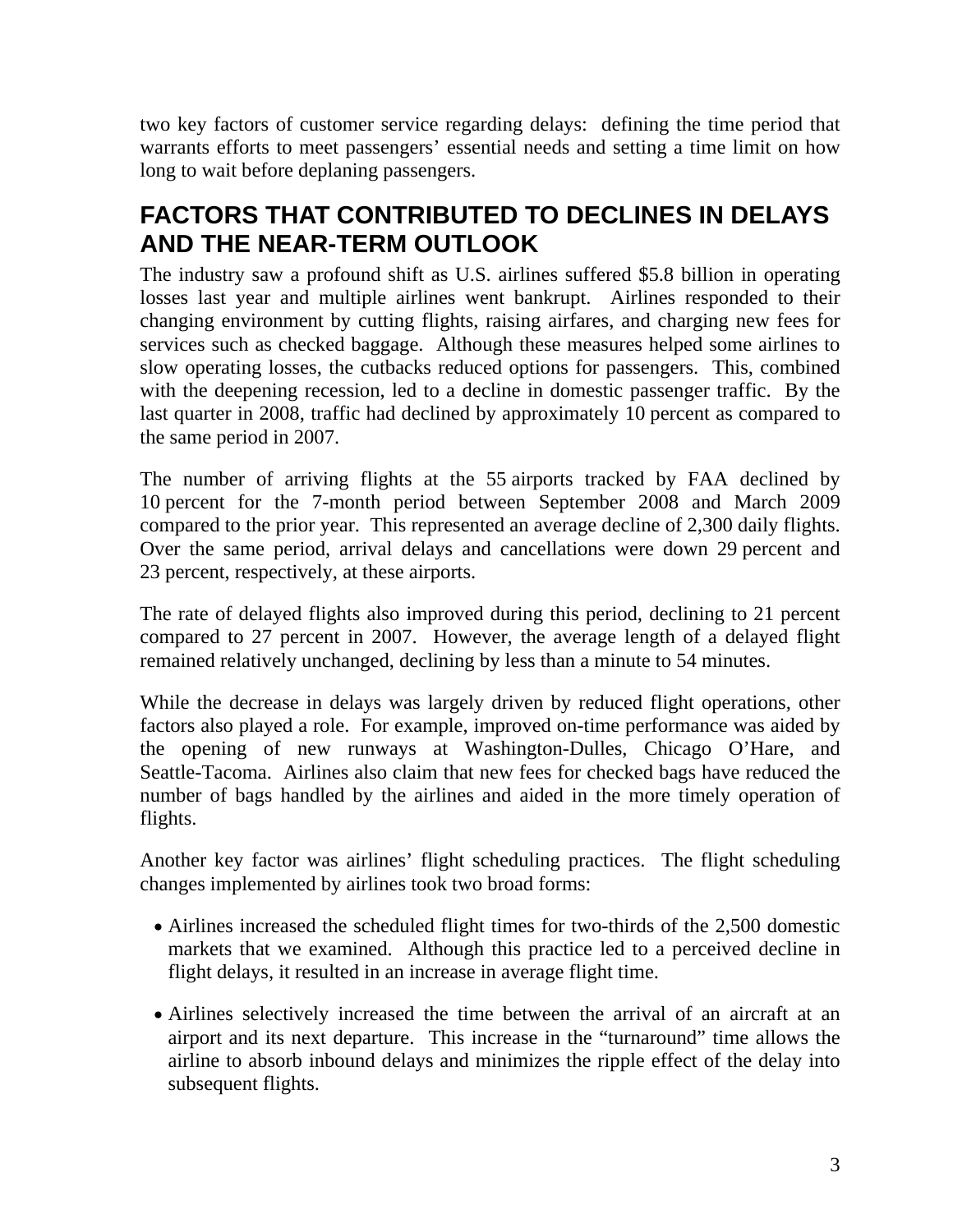two key factors of customer service regarding delays: defining the time period that warrants efforts to meet passengers' essential needs and setting a time limit on how long to wait before deplaning passengers.

## FACTORS THAT CONTRIBUTED TO DECLINES IN DELAYS AND THE NEAR-TERM OUTLOOK

The industry saw a profound shift as U.S. airlines suffered $5.8 billion in operating losses last year and multiple airlines went bankrupt. Airlines responded to their changing environment by cutting flights, raising airfares, and charging new fees for services such as checked baggage. Although these measures helped some airlines to slow operating losses, the cutbacks reduced options for passengers. This, combined with the deepening recession, led to a decline in domestic passenger traffic. By the last quarter in 2008, traffic had declined by approximately 10 percent as compared to the same period in 2007.

The number of arriving flights at the 55 airports tracked by FAA declined by 10 percent for the 7-month period between September 2008 and March 2009 compared to the prior year. This represented an average decline of 2,300 daily flights. Over the same period, arrival delays and cancellations were down 29 percent and 23 percent, respectively, at these airports.

The rate of delayed flights also improved during this period, declining to 21 percent compared to 27 percent in 2007. However, the average length of a delayed flight remained relatively unchanged, declining by less than a minute to 54 minutes.

While the decrease in delays was largely driven by reduced flight operations, other factors also played a role. For example, improved on-time performance was aided by the opening of new runways at Washington-Dulles, Chicago O'Hare, and Seattle-Tacoma. Airlines also claim that new fees for checked bags have reduced the number of bags handled by the airlines and aided in the more timely operation of flights.

Another key factor was airlines' flight scheduling practices. The flight scheduling changes implemented by airlines took two broad forms:

- Airlines increased the scheduled flight times for two-thirds of the 2,500 domestic markets that we examined. Although this practice led to a perceived decline in flight delays, it resulted in an increase in average flight time.
- Airlines selectively increased the time between the arrival of an aircraft at an airport and its next departure. This increase in the "turnaround" time allows the airline to absorb inbound delays and minimizes the ripple effect of the delay into subsequent flights.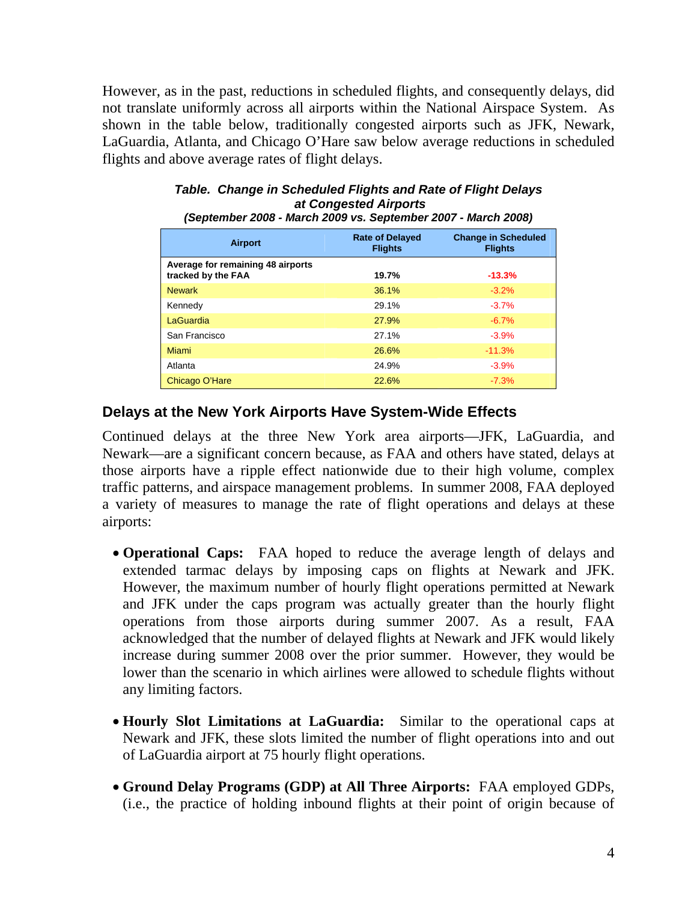However, as in the past, reductions in scheduled flights, and consequently delays, did not translate uniformly across all airports within the National Airspace System. As shown in the table below, traditionally congested airports such as JFK, Newark, LaGuardia, Atlanta, and Chicago O'Hare saw below average reductions in scheduled flights and above average rates of flight delays.

***Table. Change in Scheduled Flights and Rate of Flight Delays at Congested Airports (September 2008 - March 2009 vs. September 2007 - March 2008)***

| Airport | Rate of Delayed Flights | Change in Scheduled Flights |
|---|---|---|
| **Average for remaining 48 airports tracked by the FAA** | **19.7%** | **-13.3%** |
| Newark | 36.1% | -3.2% |
| Kennedy | 29.1% | -3.7% |
| LaGuardia | 27.9% | -6.7% |
| San Francisco | 27.1% | -3.9% |
| Miami | 26.6% | -11.3% |
| Atlanta | 24.9% | -3.9% |
| Chicago O'Hare | 22.6% | -7.3% |

## Delays at the New York Airports Have System-Wide Effects

Continued delays at the three New York area airports—JFK, LaGuardia, and Newark—are a significant concern because, as FAA and others have stated, delays at those airports have a ripple effect nationwide due to their high volume, complex traffic patterns, and airspace management problems. In summer 2008, FAA deployed a variety of measures to manage the rate of flight operations and delays at these airports:

- **Operational Caps:** FAA hoped to reduce the average length of delays and extended tarmac delays by imposing caps on flights at Newark and JFK. However, the maximum number of hourly flight operations permitted at Newark and JFK under the caps program was actually greater than the hourly flight operations from those airports during summer 2007. As a result, FAA acknowledged that the number of delayed flights at Newark and JFK would likely increase during summer 2008 over the prior summer. However, they would be lower than the scenario in which airlines were allowed to schedule flights without any limiting factors.

- **Hourly Slot Limitations at LaGuardia:** Similar to the operational caps at Newark and JFK, these slots limited the number of flight operations into and out of LaGuardia airport at 75 hourly flight operations.

- **Ground Delay Programs (GDP) at All Three Airports:** FAA employed GDPs, (i.e., the practice of holding inbound flights at their point of origin because of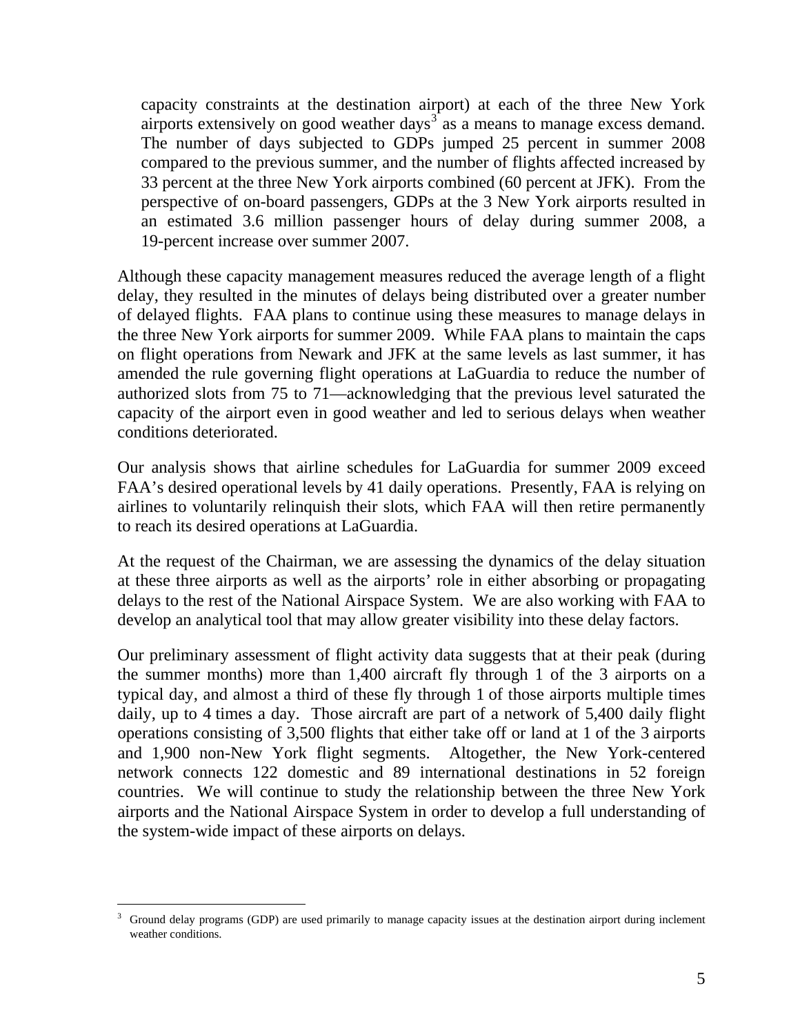capacity constraints at the destination airport) at each of the three New York airports extensively on good weather days[3] as a means to manage excess demand. The number of days subjected to GDPs jumped 25 percent in summer 2008 compared to the previous summer, and the number of flights affected increased by 33 percent at the three New York airports combined (60 percent at JFK). From the perspective of on-board passengers, GDPs at the 3 New York airports resulted in an estimated 3.6 million passenger hours of delay during summer 2008, a 19-percent increase over summer 2007.

Although these capacity management measures reduced the average length of a flight delay, they resulted in the minutes of delays being distributed over a greater number of delayed flights. FAA plans to continue using these measures to manage delays in the three New York airports for summer 2009. While FAA plans to maintain the caps on flight operations from Newark and JFK at the same levels as last summer, it has amended the rule governing flight operations at LaGuardia to reduce the number of authorized slots from 75 to 71—acknowledging that the previous level saturated the capacity of the airport even in good weather and led to serious delays when weather conditions deteriorated.

Our analysis shows that airline schedules for LaGuardia for summer 2009 exceed FAA's desired operational levels by 41 daily operations. Presently, FAA is relying on airlines to voluntarily relinquish their slots, which FAA will then retire permanently to reach its desired operations at LaGuardia.

At the request of the Chairman, we are assessing the dynamics of the delay situation at these three airports as well as the airports' role in either absorbing or propagating delays to the rest of the National Airspace System. We are also working with FAA to develop an analytical tool that may allow greater visibility into these delay factors.

Our preliminary assessment of flight activity data suggests that at their peak (during the summer months) more than 1,400 aircraft fly through 1 of the 3 airports on a typical day, and almost a third of these fly through 1 of those airports multiple times daily, up to 4 times a day. Those aircraft are part of a network of 5,400 daily flight operations consisting of 3,500 flights that either take off or land at 1 of the 3 airports and 1,900 non-New York flight segments. Altogether, the New York-centered network connects 122 domestic and 89 international destinations in 52 foreign countries. We will continue to study the relationship between the three New York airports and the National Airspace System in order to develop a full understanding of the system-wide impact of these airports on delays.

[3] Ground delay programs (GDP) are used primarily to manage capacity issues at the destination airport during inclement weather conditions.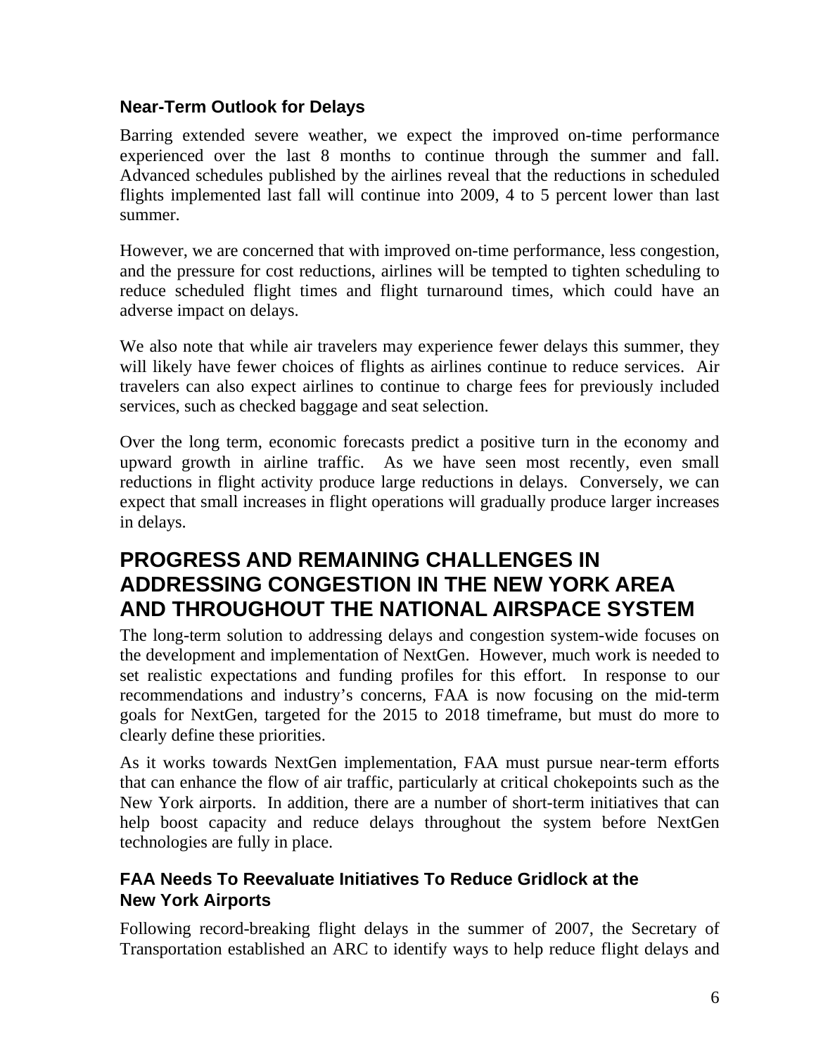### Near-Term Outlook for Delays

Barring extended severe weather, we expect the improved on-time performance experienced over the last 8 months to continue through the summer and fall. Advanced schedules published by the airlines reveal that the reductions in scheduled flights implemented last fall will continue into 2009, 4 to 5 percent lower than last summer.

However, we are concerned that with improved on-time performance, less congestion, and the pressure for cost reductions, airlines will be tempted to tighten scheduling to reduce scheduled flight times and flight turnaround times, which could have an adverse impact on delays.

We also note that while air travelers may experience fewer delays this summer, they will likely have fewer choices of flights as airlines continue to reduce services. Air travelers can also expect airlines to continue to charge fees for previously included services, such as checked baggage and seat selection.

Over the long term, economic forecasts predict a positive turn in the economy and upward growth in airline traffic. As we have seen most recently, even small reductions in flight activity produce large reductions in delays. Conversely, we can expect that small increases in flight operations will gradually produce larger increases in delays.

## PROGRESS AND REMAINING CHALLENGES IN ADDRESSING CONGESTION IN THE NEW YORK AREA AND THROUGHOUT THE NATIONAL AIRSPACE SYSTEM

The long-term solution to addressing delays and congestion system-wide focuses on the development and implementation of NextGen. However, much work is needed to set realistic expectations and funding profiles for this effort. In response to our recommendations and industry's concerns, FAA is now focusing on the mid-term goals for NextGen, targeted for the 2015 to 2018 timeframe, but must do more to clearly define these priorities.

As it works towards NextGen implementation, FAA must pursue near-term efforts that can enhance the flow of air traffic, particularly at critical chokepoints such as the New York airports. In addition, there are a number of short-term initiatives that can help boost capacity and reduce delays throughout the system before NextGen technologies are fully in place.

### FAA Needs To Reevaluate Initiatives To Reduce Gridlock at the New York Airports

Following record-breaking flight delays in the summer of 2007, the Secretary of Transportation established an ARC to identify ways to help reduce flight delays and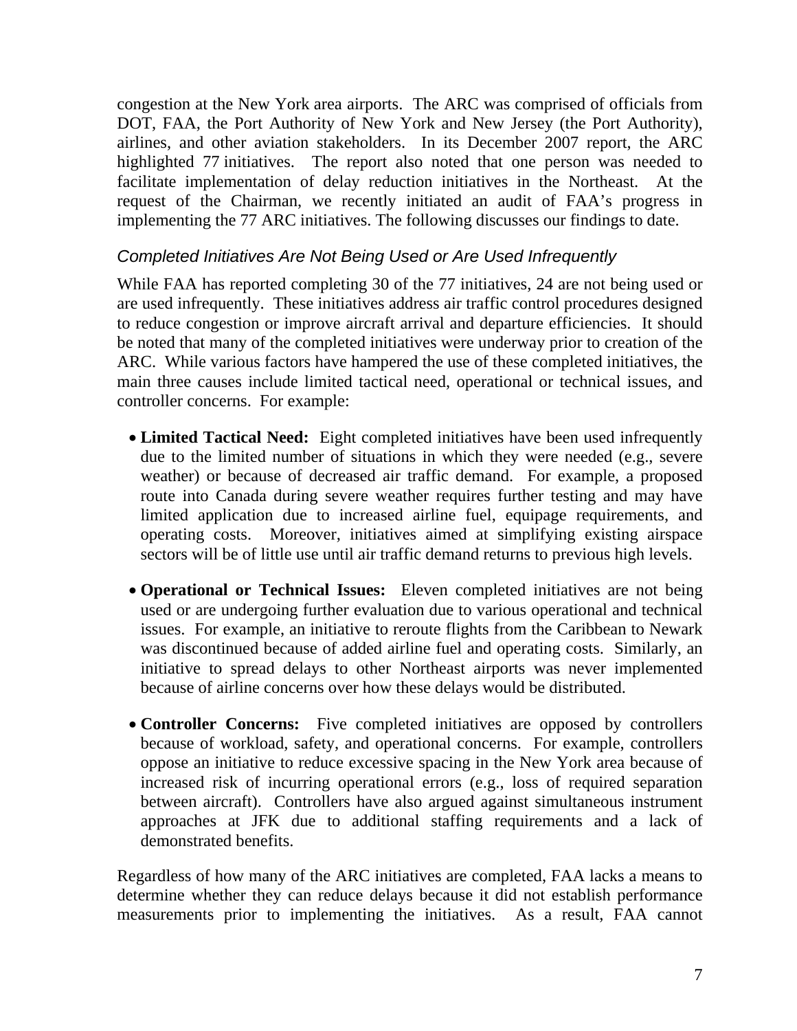congestion at the New York area airports. The ARC was comprised of officials from DOT, FAA, the Port Authority of New York and New Jersey (the Port Authority), airlines, and other aviation stakeholders. In its December 2007 report, the ARC highlighted 77 initiatives. The report also noted that one person was needed to facilitate implementation of delay reduction initiatives in the Northeast. At the request of the Chairman, we recently initiated an audit of FAA's progress in implementing the 77 ARC initiatives. The following discusses our findings to date.

### *Completed Initiatives Are Not Being Used or Are Used Infrequently*

While FAA has reported completing 30 of the 77 initiatives, 24 are not being used or are used infrequently. These initiatives address air traffic control procedures designed to reduce congestion or improve aircraft arrival and departure efficiencies. It should be noted that many of the completed initiatives were underway prior to creation of the ARC. While various factors have hampered the use of these completed initiatives, the main three causes include limited tactical need, operational or technical issues, and controller concerns. For example:

- **Limited Tactical Need:** Eight completed initiatives have been used infrequently due to the limited number of situations in which they were needed (e.g., severe weather) or because of decreased air traffic demand. For example, a proposed route into Canada during severe weather requires further testing and may have limited application due to increased airline fuel, equipage requirements, and operating costs. Moreover, initiatives aimed at simplifying existing airspace sectors will be of little use until air traffic demand returns to previous high levels.

- **Operational or Technical Issues:** Eleven completed initiatives are not being used or are undergoing further evaluation due to various operational and technical issues. For example, an initiative to reroute flights from the Caribbean to Newark was discontinued because of added airline fuel and operating costs. Similarly, an initiative to spread delays to other Northeast airports was never implemented because of airline concerns over how these delays would be distributed.

- **Controller Concerns:** Five completed initiatives are opposed by controllers because of workload, safety, and operational concerns. For example, controllers oppose an initiative to reduce excessive spacing in the New York area because of increased risk of incurring operational errors (e.g., loss of required separation between aircraft). Controllers have also argued against simultaneous instrument approaches at JFK due to additional staffing requirements and a lack of demonstrated benefits.

Regardless of how many of the ARC initiatives are completed, FAA lacks a means to determine whether they can reduce delays because it did not establish performance measurements prior to implementing the initiatives. As a result, FAA cannot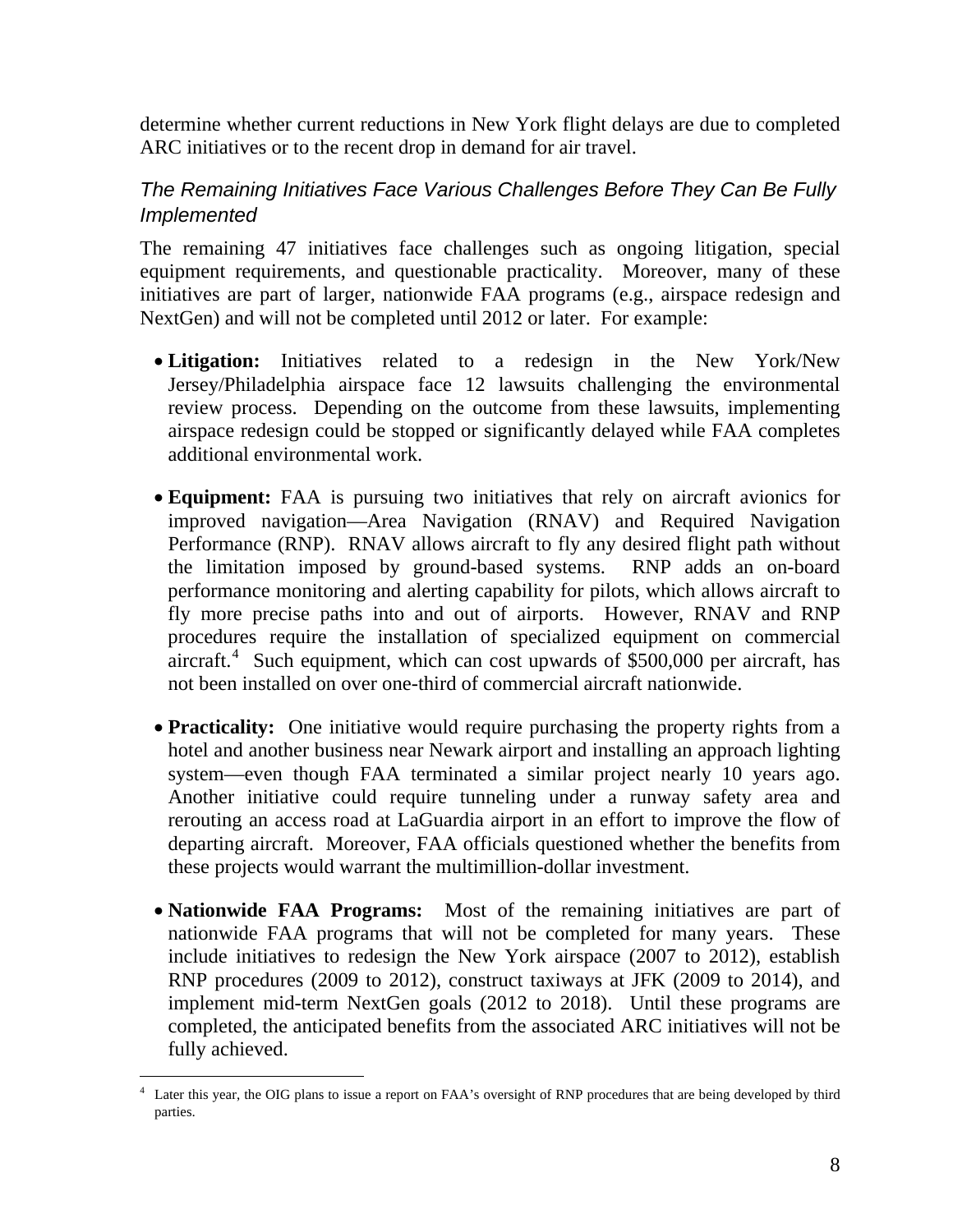determine whether current reductions in New York flight delays are due to completed ARC initiatives or to the recent drop in demand for air travel.

### *The Remaining Initiatives Face Various Challenges Before They Can Be Fully Implemented*

The remaining 47 initiatives face challenges such as ongoing litigation, special equipment requirements, and questionable practicality. Moreover, many of these initiatives are part of larger, nationwide FAA programs (e.g., airspace redesign and NextGen) and will not be completed until 2012 or later. For example:

- **Litigation:** Initiatives related to a redesign in the New York/New Jersey/Philadelphia airspace face 12 lawsuits challenging the environmental review process. Depending on the outcome from these lawsuits, implementing airspace redesign could be stopped or significantly delayed while FAA completes additional environmental work.

- **Equipment:** FAA is pursuing two initiatives that rely on aircraft avionics for improved navigation—Area Navigation (RNAV) and Required Navigation Performance (RNP). RNAV allows aircraft to fly any desired flight path without the limitation imposed by ground-based systems. RNP adds an on-board performance monitoring and alerting capability for pilots, which allows aircraft to fly more precise paths into and out of airports. However, RNAV and RNP procedures require the installation of specialized equipment on commercial aircraft.[4] Such equipment, which can cost upwards of $500,000 per aircraft, has not been installed on over one-third of commercial aircraft nationwide.

- **Practicality:** One initiative would require purchasing the property rights from a hotel and another business near Newark airport and installing an approach lighting system—even though FAA terminated a similar project nearly 10 years ago. Another initiative could require tunneling under a runway safety area and rerouting an access road at LaGuardia airport in an effort to improve the flow of departing aircraft. Moreover, FAA officials questioned whether the benefits from these projects would warrant the multimillion-dollar investment.

- **Nationwide FAA Programs:** Most of the remaining initiatives are part of nationwide FAA programs that will not be completed for many years. These include initiatives to redesign the New York airspace (2007 to 2012), establish RNP procedures (2009 to 2012), construct taxiways at JFK (2009 to 2014), and implement mid-term NextGen goals (2012 to 2018). Until these programs are completed, the anticipated benefits from the associated ARC initiatives will not be fully achieved.

---

[4] Later this year, the OIG plans to issue a report on FAA's oversight of RNP procedures that are being developed by third parties.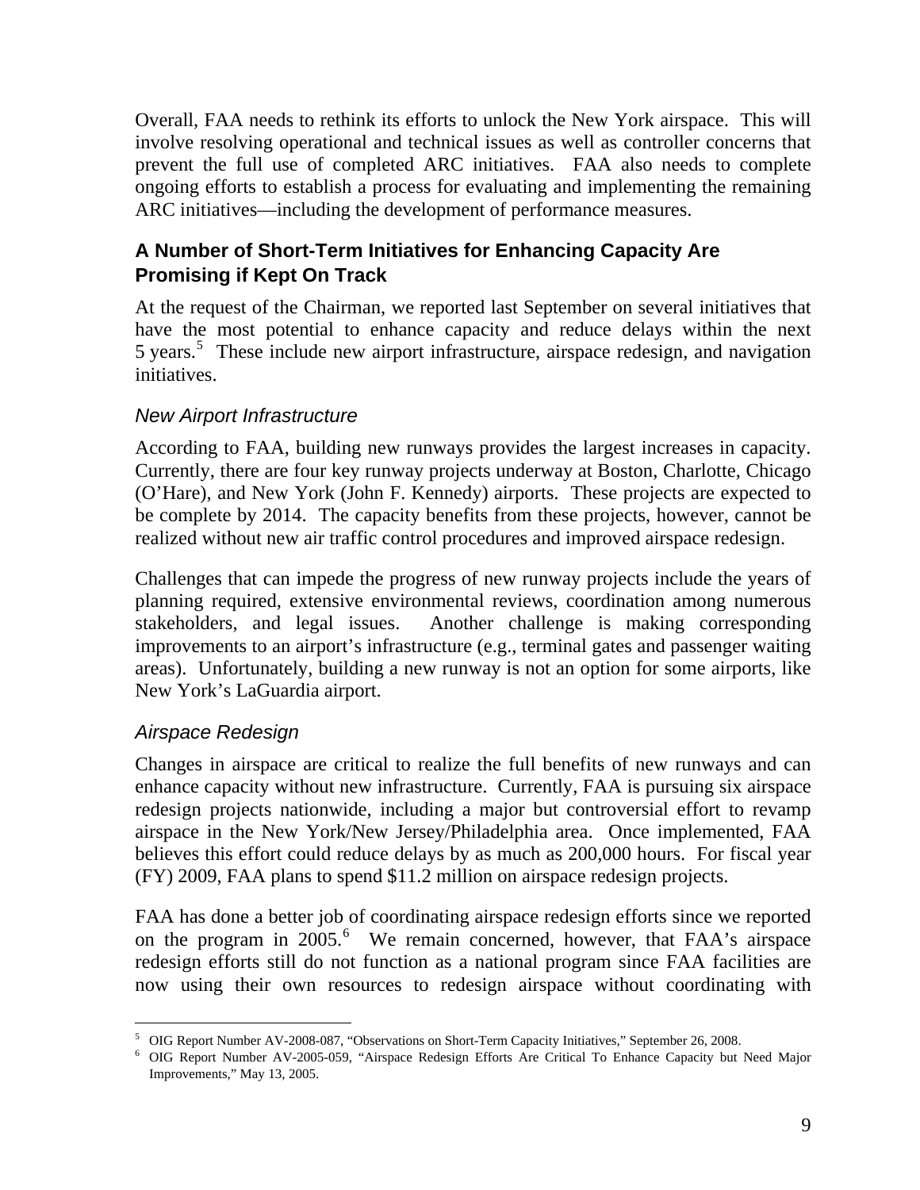Overall, FAA needs to rethink its efforts to unlock the New York airspace. This will involve resolving operational and technical issues as well as controller concerns that prevent the full use of completed ARC initiatives. FAA also needs to complete ongoing efforts to establish a process for evaluating and implementing the remaining ARC initiatives—including the development of performance measures.

## A Number of Short-Term Initiatives for Enhancing Capacity Are Promising if Kept On Track

At the request of the Chairman, we reported last September on several initiatives that have the most potential to enhance capacity and reduce delays within the next 5 years.[5] These include new airport infrastructure, airspace redesign, and navigation initiatives.

### *New Airport Infrastructure*

According to FAA, building new runways provides the largest increases in capacity. Currently, there are four key runway projects underway at Boston, Charlotte, Chicago (O'Hare), and New York (John F. Kennedy) airports. These projects are expected to be complete by 2014. The capacity benefits from these projects, however, cannot be realized without new air traffic control procedures and improved airspace redesign.

Challenges that can impede the progress of new runway projects include the years of planning required, extensive environmental reviews, coordination among numerous stakeholders, and legal issues. Another challenge is making corresponding improvements to an airport's infrastructure (e.g., terminal gates and passenger waiting areas). Unfortunately, building a new runway is not an option for some airports, like New York's LaGuardia airport.

### *Airspace Redesign*

Changes in airspace are critical to realize the full benefits of new runways and can enhance capacity without new infrastructure. Currently, FAA is pursuing six airspace redesign projects nationwide, including a major but controversial effort to revamp airspace in the New York/New Jersey/Philadelphia area. Once implemented, FAA believes this effort could reduce delays by as much as 200,000 hours. For fiscal year (FY) 2009, FAA plans to spend $11.2 million on airspace redesign projects.

FAA has done a better job of coordinating airspace redesign efforts since we reported on the program in 2005.[6] We remain concerned, however, that FAA's airspace redesign efforts still do not function as a national program since FAA facilities are now using their own resources to redesign airspace without coordinating with

---

[5] OIG Report Number AV-2008-087, "Observations on Short-Term Capacity Initiatives," September 26, 2008.

[6] OIG Report Number AV-2005-059, "Airspace Redesign Efforts Are Critical To Enhance Capacity but Need Major Improvements," May 13, 2005.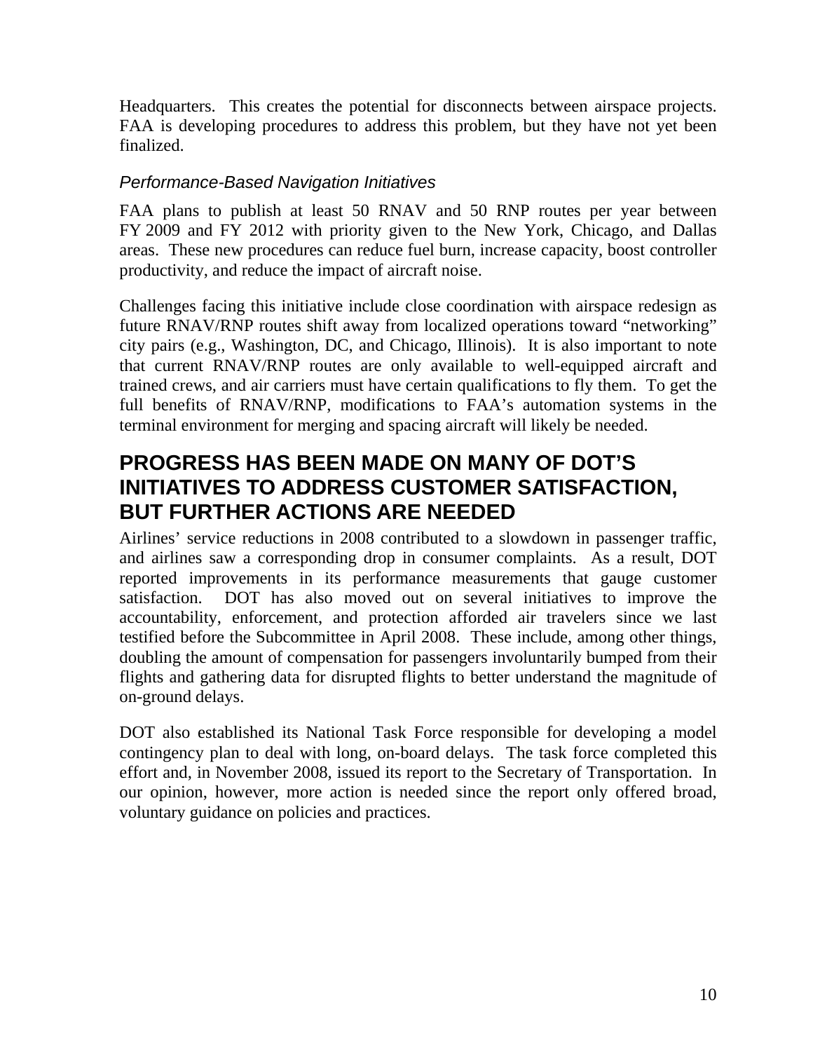Headquarters. This creates the potential for disconnects between airspace projects. FAA is developing procedures to address this problem, but they have not yet been finalized.

### *Performance-Based Navigation Initiatives*

FAA plans to publish at least 50 RNAV and 50 RNP routes per year between FY 2009 and FY 2012 with priority given to the New York, Chicago, and Dallas areas. These new procedures can reduce fuel burn, increase capacity, boost controller productivity, and reduce the impact of aircraft noise.

Challenges facing this initiative include close coordination with airspace redesign as future RNAV/RNP routes shift away from localized operations toward "networking" city pairs (e.g., Washington, DC, and Chicago, Illinois). It is also important to note that current RNAV/RNP routes are only available to well-equipped aircraft and trained crews, and air carriers must have certain qualifications to fly them. To get the full benefits of RNAV/RNP, modifications to FAA's automation systems in the terminal environment for merging and spacing aircraft will likely be needed.

## PROGRESS HAS BEEN MADE ON MANY OF DOT'S INITIATIVES TO ADDRESS CUSTOMER SATISFACTION, BUT FURTHER ACTIONS ARE NEEDED

Airlines' service reductions in 2008 contributed to a slowdown in passenger traffic, and airlines saw a corresponding drop in consumer complaints. As a result, DOT reported improvements in its performance measurements that gauge customer satisfaction. DOT has also moved out on several initiatives to improve the accountability, enforcement, and protection afforded air travelers since we last testified before the Subcommittee in April 2008. These include, among other things, doubling the amount of compensation for passengers involuntarily bumped from their flights and gathering data for disrupted flights to better understand the magnitude of on-ground delays.

DOT also established its National Task Force responsible for developing a model contingency plan to deal with long, on-board delays. The task force completed this effort and, in November 2008, issued its report to the Secretary of Transportation. In our opinion, however, more action is needed since the report only offered broad, voluntary guidance on policies and practices.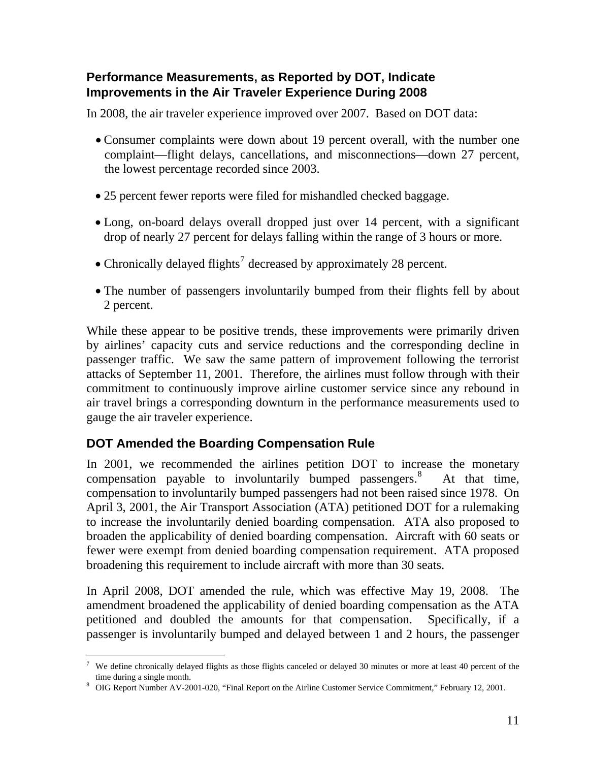## Performance Measurements, as Reported by DOT, Indicate Improvements in the Air Traveler Experience During 2008

In 2008, the air traveler experience improved over 2007. Based on DOT data:

- Consumer complaints were down about 19 percent overall, with the number one complaint—flight delays, cancellations, and misconnections—down 27 percent, the lowest percentage recorded since 2003.
- 25 percent fewer reports were filed for mishandled checked baggage.
- Long, on-board delays overall dropped just over 14 percent, with a significant drop of nearly 27 percent for delays falling within the range of 3 hours or more.
- Chronically delayed flights[7] decreased by approximately 28 percent.
- The number of passengers involuntarily bumped from their flights fell by about 2 percent.

While these appear to be positive trends, these improvements were primarily driven by airlines' capacity cuts and service reductions and the corresponding decline in passenger traffic. We saw the same pattern of improvement following the terrorist attacks of September 11, 2001. Therefore, the airlines must follow through with their commitment to continuously improve airline customer service since any rebound in air travel brings a corresponding downturn in the performance measurements used to gauge the air traveler experience.

## DOT Amended the Boarding Compensation Rule

In 2001, we recommended the airlines petition DOT to increase the monetary compensation payable to involuntarily bumped passengers.[8] At that time, compensation to involuntarily bumped passengers had not been raised since 1978. On April 3, 2001, the Air Transport Association (ATA) petitioned DOT for a rulemaking to increase the involuntarily denied boarding compensation. ATA also proposed to broaden the applicability of denied boarding compensation. Aircraft with 60 seats or fewer were exempt from denied boarding compensation requirement. ATA proposed broadening this requirement to include aircraft with more than 30 seats.

In April 2008, DOT amended the rule, which was effective May 19, 2008. The amendment broadened the applicability of denied boarding compensation as the ATA petitioned and doubled the amounts for that compensation. Specifically, if a passenger is involuntarily bumped and delayed between 1 and 2 hours, the passenger

---

[7] We define chronically delayed flights as those flights canceled or delayed 30 minutes or more at least 40 percent of the time during a single month.

[8] OIG Report Number AV-2001-020, "Final Report on the Airline Customer Service Commitment," February 12, 2001.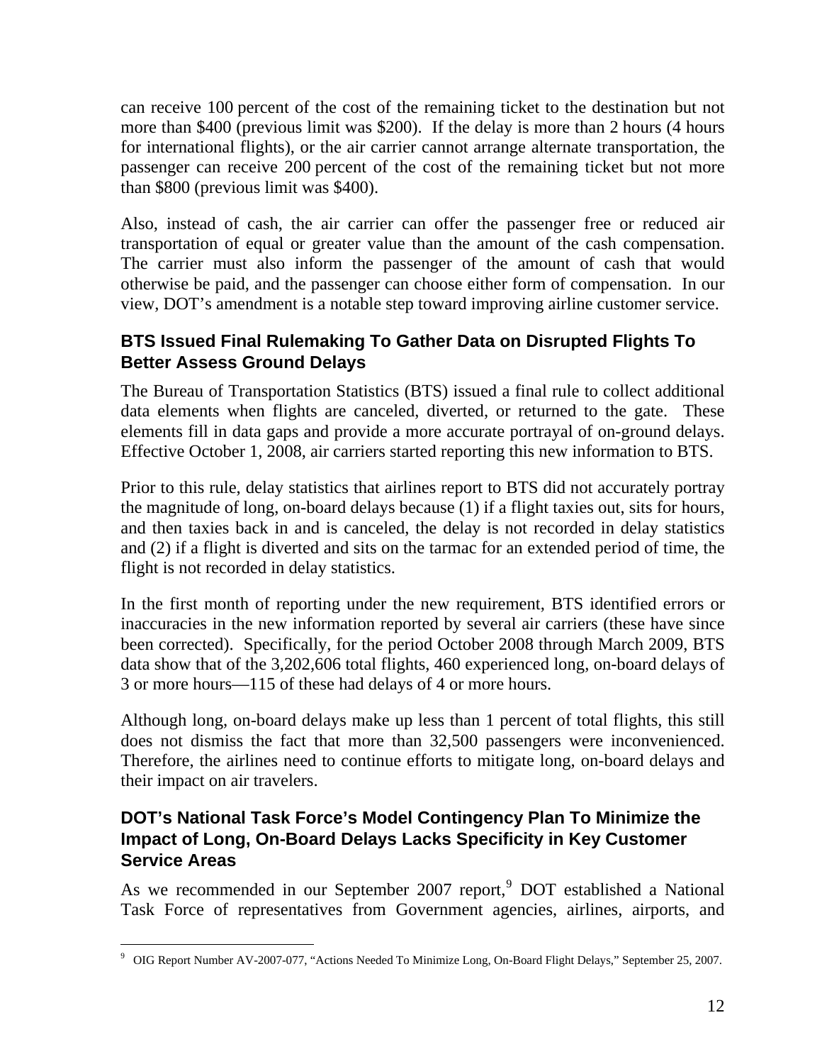can receive 100 percent of the cost of the remaining ticket to the destination but not more than $400 (previous limit was $200). If the delay is more than 2 hours (4 hours for international flights), or the air carrier cannot arrange alternate transportation, the passenger can receive 200 percent of the cost of the remaining ticket but not more than $800 (previous limit was $400).

Also, instead of cash, the air carrier can offer the passenger free or reduced air transportation of equal or greater value than the amount of the cash compensation. The carrier must also inform the passenger of the amount of cash that would otherwise be paid, and the passenger can choose either form of compensation. In our view, DOT's amendment is a notable step toward improving airline customer service.

### BTS Issued Final Rulemaking To Gather Data on Disrupted Flights To Better Assess Ground Delays

The Bureau of Transportation Statistics (BTS) issued a final rule to collect additional data elements when flights are canceled, diverted, or returned to the gate. These elements fill in data gaps and provide a more accurate portrayal of on-ground delays. Effective October 1, 2008, air carriers started reporting this new information to BTS.

Prior to this rule, delay statistics that airlines report to BTS did not accurately portray the magnitude of long, on-board delays because (1) if a flight taxies out, sits for hours, and then taxies back in and is canceled, the delay is not recorded in delay statistics and (2) if a flight is diverted and sits on the tarmac for an extended period of time, the flight is not recorded in delay statistics.

In the first month of reporting under the new requirement, BTS identified errors or inaccuracies in the new information reported by several air carriers (these have since been corrected). Specifically, for the period October 2008 through March 2009, BTS data show that of the 3,202,606 total flights, 460 experienced long, on-board delays of 3 or more hours—115 of these had delays of 4 or more hours.

Although long, on-board delays make up less than 1 percent of total flights, this still does not dismiss the fact that more than 32,500 passengers were inconvenienced. Therefore, the airlines need to continue efforts to mitigate long, on-board delays and their impact on air travelers.

### DOT's National Task Force's Model Contingency Plan To Minimize the Impact of Long, On-Board Delays Lacks Specificity in Key Customer Service Areas

As we recommended in our September 2007 report,[9] DOT established a National Task Force of representatives from Government agencies, airlines, airports, and

---

[9] OIG Report Number AV-2007-077, "Actions Needed To Minimize Long, On-Board Flight Delays," September 25, 2007.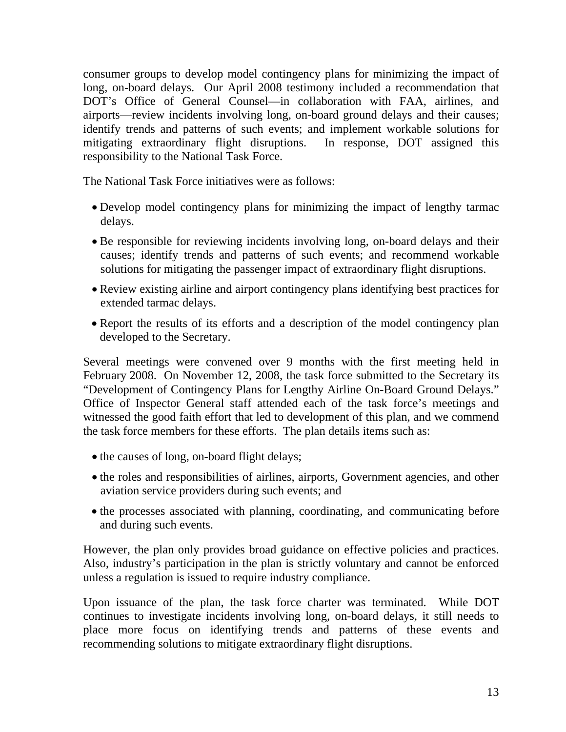consumer groups to develop model contingency plans for minimizing the impact of long, on-board delays. Our April 2008 testimony included a recommendation that DOT's Office of General Counsel—in collaboration with FAA, airlines, and airports—review incidents involving long, on-board ground delays and their causes; identify trends and patterns of such events; and implement workable solutions for mitigating extraordinary flight disruptions. In response, DOT assigned this responsibility to the National Task Force.

The National Task Force initiatives were as follows:

- Develop model contingency plans for minimizing the impact of lengthy tarmac delays.
- Be responsible for reviewing incidents involving long, on-board delays and their causes; identify trends and patterns of such events; and recommend workable solutions for mitigating the passenger impact of extraordinary flight disruptions.
- Review existing airline and airport contingency plans identifying best practices for extended tarmac delays.
- Report the results of its efforts and a description of the model contingency plan developed to the Secretary.

Several meetings were convened over 9 months with the first meeting held in February 2008. On November 12, 2008, the task force submitted to the Secretary its "Development of Contingency Plans for Lengthy Airline On-Board Ground Delays." Office of Inspector General staff attended each of the task force's meetings and witnessed the good faith effort that led to development of this plan, and we commend the task force members for these efforts. The plan details items such as:

- the causes of long, on-board flight delays;
- the roles and responsibilities of airlines, airports, Government agencies, and other aviation service providers during such events; and
- the processes associated with planning, coordinating, and communicating before and during such events.

However, the plan only provides broad guidance on effective policies and practices. Also, industry's participation in the plan is strictly voluntary and cannot be enforced unless a regulation is issued to require industry compliance.

Upon issuance of the plan, the task force charter was terminated. While DOT continues to investigate incidents involving long, on-board delays, it still needs to place more focus on identifying trends and patterns of these events and recommending solutions to mitigate extraordinary flight disruptions.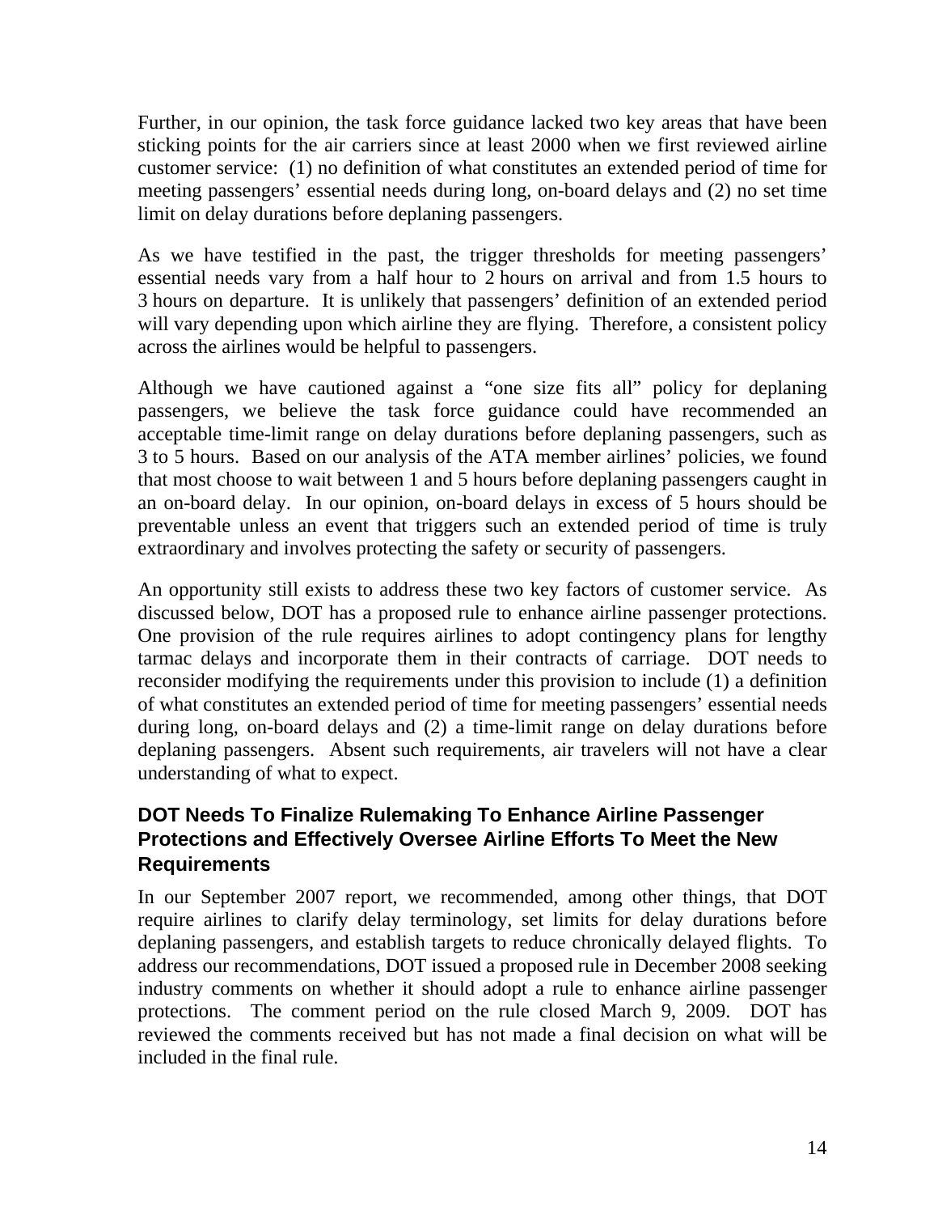Further, in our opinion, the task force guidance lacked two key areas that have been sticking points for the air carriers since at least 2000 when we first reviewed airline customer service: (1) no definition of what constitutes an extended period of time for meeting passengers' essential needs during long, on-board delays and (2) no set time limit on delay durations before deplaning passengers.

As we have testified in the past, the trigger thresholds for meeting passengers' essential needs vary from a half hour to 2 hours on arrival and from 1.5 hours to 3 hours on departure. It is unlikely that passengers' definition of an extended period will vary depending upon which airline they are flying. Therefore, a consistent policy across the airlines would be helpful to passengers.

Although we have cautioned against a "one size fits all" policy for deplaning passengers, we believe the task force guidance could have recommended an acceptable time-limit range on delay durations before deplaning passengers, such as 3 to 5 hours. Based on our analysis of the ATA member airlines' policies, we found that most choose to wait between 1 and 5 hours before deplaning passengers caught in an on-board delay. In our opinion, on-board delays in excess of 5 hours should be preventable unless an event that triggers such an extended period of time is truly extraordinary and involves protecting the safety or security of passengers.

An opportunity still exists to address these two key factors of customer service. As discussed below, DOT has a proposed rule to enhance airline passenger protections. One provision of the rule requires airlines to adopt contingency plans for lengthy tarmac delays and incorporate them in their contracts of carriage. DOT needs to reconsider modifying the requirements under this provision to include (1) a definition of what constitutes an extended period of time for meeting passengers' essential needs during long, on-board delays and (2) a time-limit range on delay durations before deplaning passengers. Absent such requirements, air travelers will not have a clear understanding of what to expect.

### DOT Needs To Finalize Rulemaking To Enhance Airline Passenger Protections and Effectively Oversee Airline Efforts To Meet the New Requirements

In our September 2007 report, we recommended, among other things, that DOT require airlines to clarify delay terminology, set limits for delay durations before deplaning passengers, and establish targets to reduce chronically delayed flights. To address our recommendations, DOT issued a proposed rule in December 2008 seeking industry comments on whether it should adopt a rule to enhance airline passenger protections. The comment period on the rule closed March 9, 2009. DOT has reviewed the comments received but has not made a final decision on what will be included in the final rule.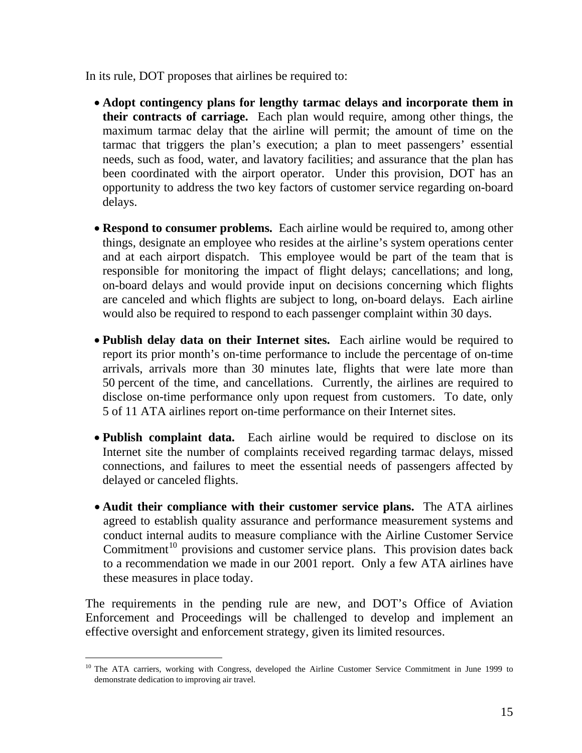In its rule, DOT proposes that airlines be required to:

- **Adopt contingency plans for lengthy tarmac delays and incorporate them in their contracts of carriage.** Each plan would require, among other things, the maximum tarmac delay that the airline will permit; the amount of time on the tarmac that triggers the plan's execution; a plan to meet passengers' essential needs, such as food, water, and lavatory facilities; and assurance that the plan has been coordinated with the airport operator. Under this provision, DOT has an opportunity to address the two key factors of customer service regarding on-board delays.

- **Respond to consumer problems.** Each airline would be required to, among other things, designate an employee who resides at the airline's system operations center and at each airport dispatch. This employee would be part of the team that is responsible for monitoring the impact of flight delays; cancellations; and long, on-board delays and would provide input on decisions concerning which flights are canceled and which flights are subject to long, on-board delays. Each airline would also be required to respond to each passenger complaint within 30 days.

- **Publish delay data on their Internet sites.** Each airline would be required to report its prior month's on-time performance to include the percentage of on-time arrivals, arrivals more than 30 minutes late, flights that were late more than 50 percent of the time, and cancellations. Currently, the airlines are required to disclose on-time performance only upon request from customers. To date, only 5 of 11 ATA airlines report on-time performance on their Internet sites.

- **Publish complaint data.** Each airline would be required to disclose on its Internet site the number of complaints received regarding tarmac delays, missed connections, and failures to meet the essential needs of passengers affected by delayed or canceled flights.

- **Audit their compliance with their customer service plans.** The ATA airlines agreed to establish quality assurance and performance measurement systems and conduct internal audits to measure compliance with the Airline Customer Service Commitment[10] provisions and customer service plans. This provision dates back to a recommendation we made in our 2001 report. Only a few ATA airlines have these measures in place today.

The requirements in the pending rule are new, and DOT's Office of Aviation Enforcement and Proceedings will be challenged to develop and implement an effective oversight and enforcement strategy, given its limited resources.

---

[10] The ATA carriers, working with Congress, developed the Airline Customer Service Commitment in June 1999 to demonstrate dedication to improving air travel.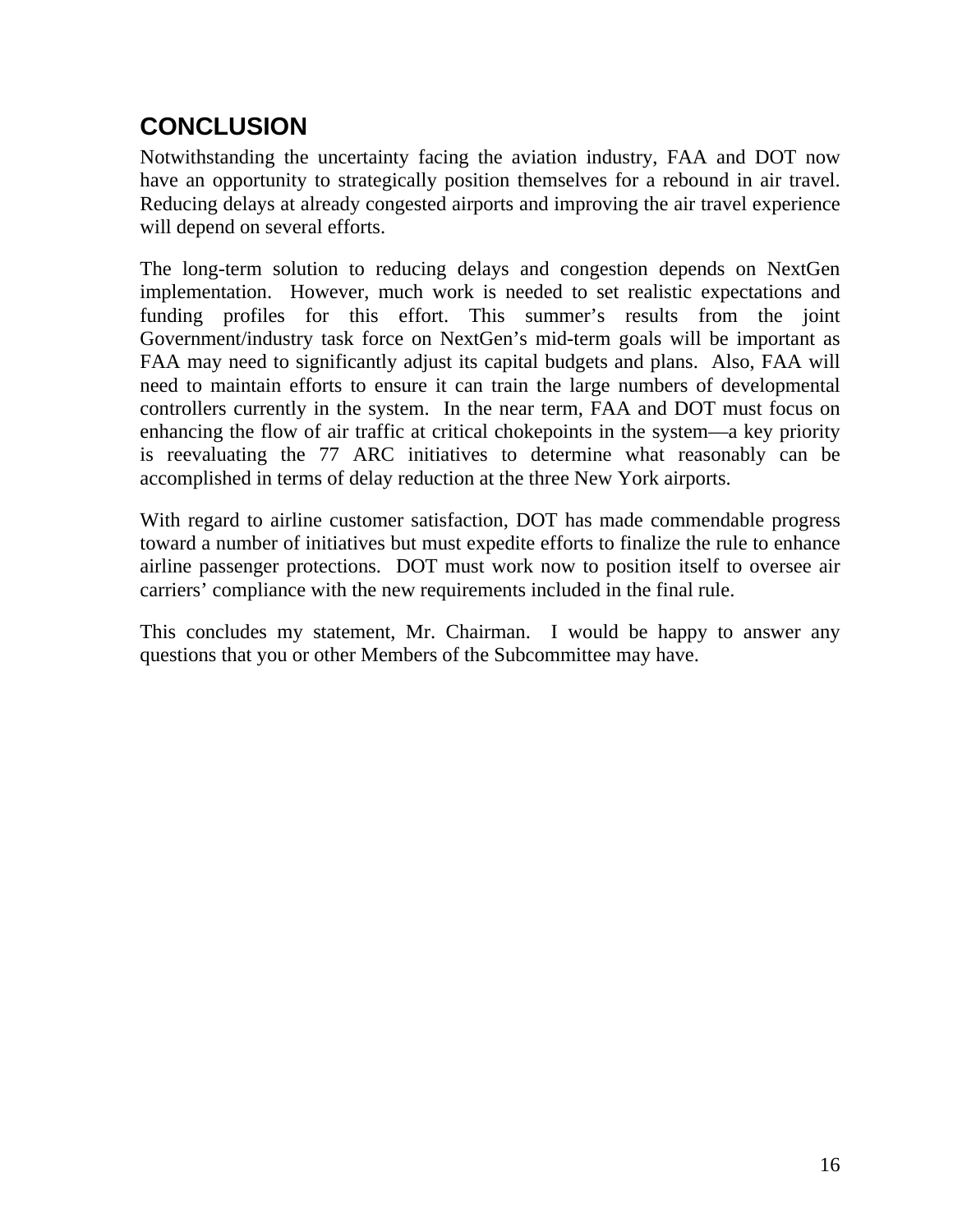## CONCLUSION

Notwithstanding the uncertainty facing the aviation industry, FAA and DOT now have an opportunity to strategically position themselves for a rebound in air travel. Reducing delays at already congested airports and improving the air travel experience will depend on several efforts.

The long-term solution to reducing delays and congestion depends on NextGen implementation. However, much work is needed to set realistic expectations and funding profiles for this effort. This summer's results from the joint Government/industry task force on NextGen's mid-term goals will be important as FAA may need to significantly adjust its capital budgets and plans. Also, FAA will need to maintain efforts to ensure it can train the large numbers of developmental controllers currently in the system. In the near term, FAA and DOT must focus on enhancing the flow of air traffic at critical chokepoints in the system—a key priority is reevaluating the 77 ARC initiatives to determine what reasonably can be accomplished in terms of delay reduction at the three New York airports.

With regard to airline customer satisfaction, DOT has made commendable progress toward a number of initiatives but must expedite efforts to finalize the rule to enhance airline passenger protections. DOT must work now to position itself to oversee air carriers' compliance with the new requirements included in the final rule.

This concludes my statement, Mr. Chairman. I would be happy to answer any questions that you or other Members of the Subcommittee may have.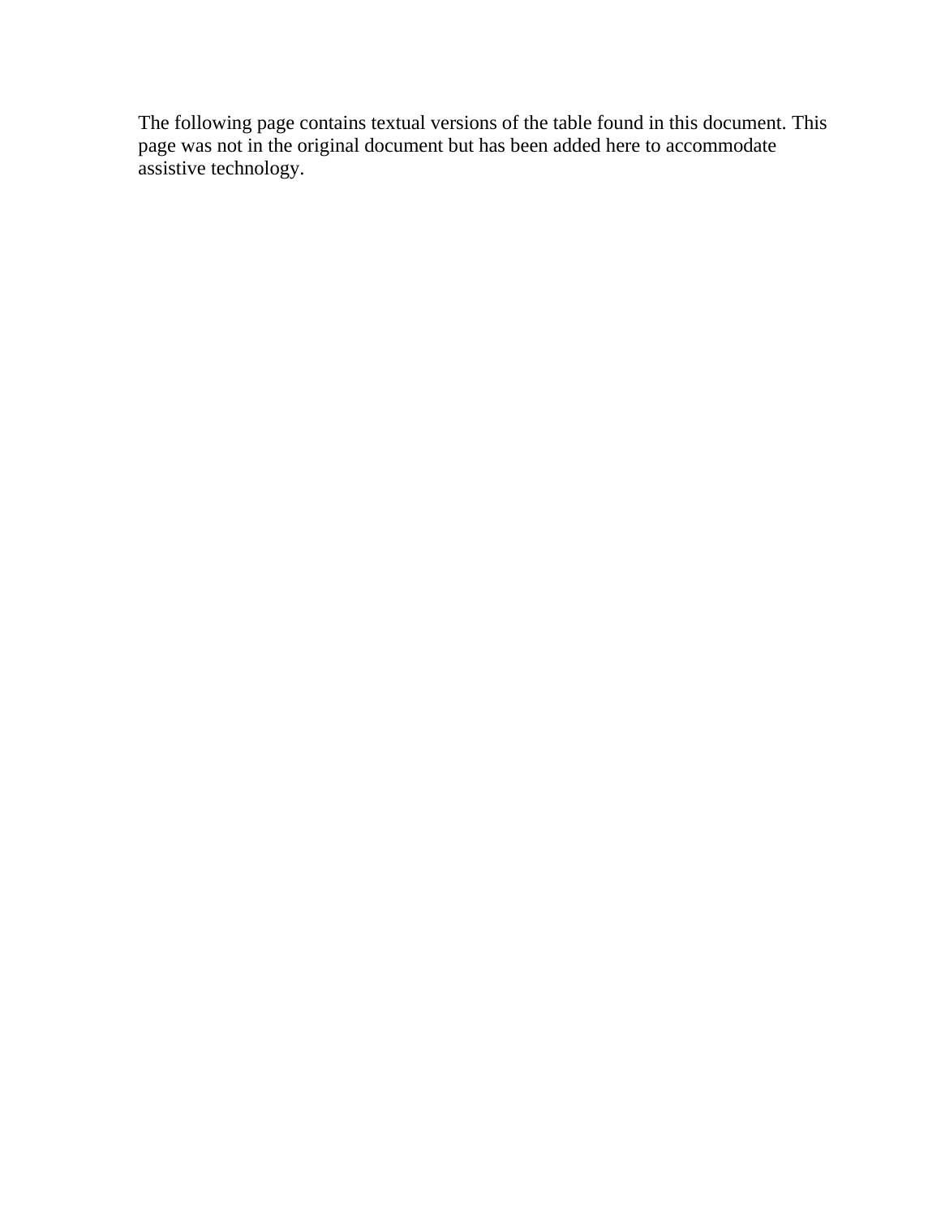The following page contains textual versions of the table found in this document. This page was not in the original document but has been added here to accommodate assistive technology.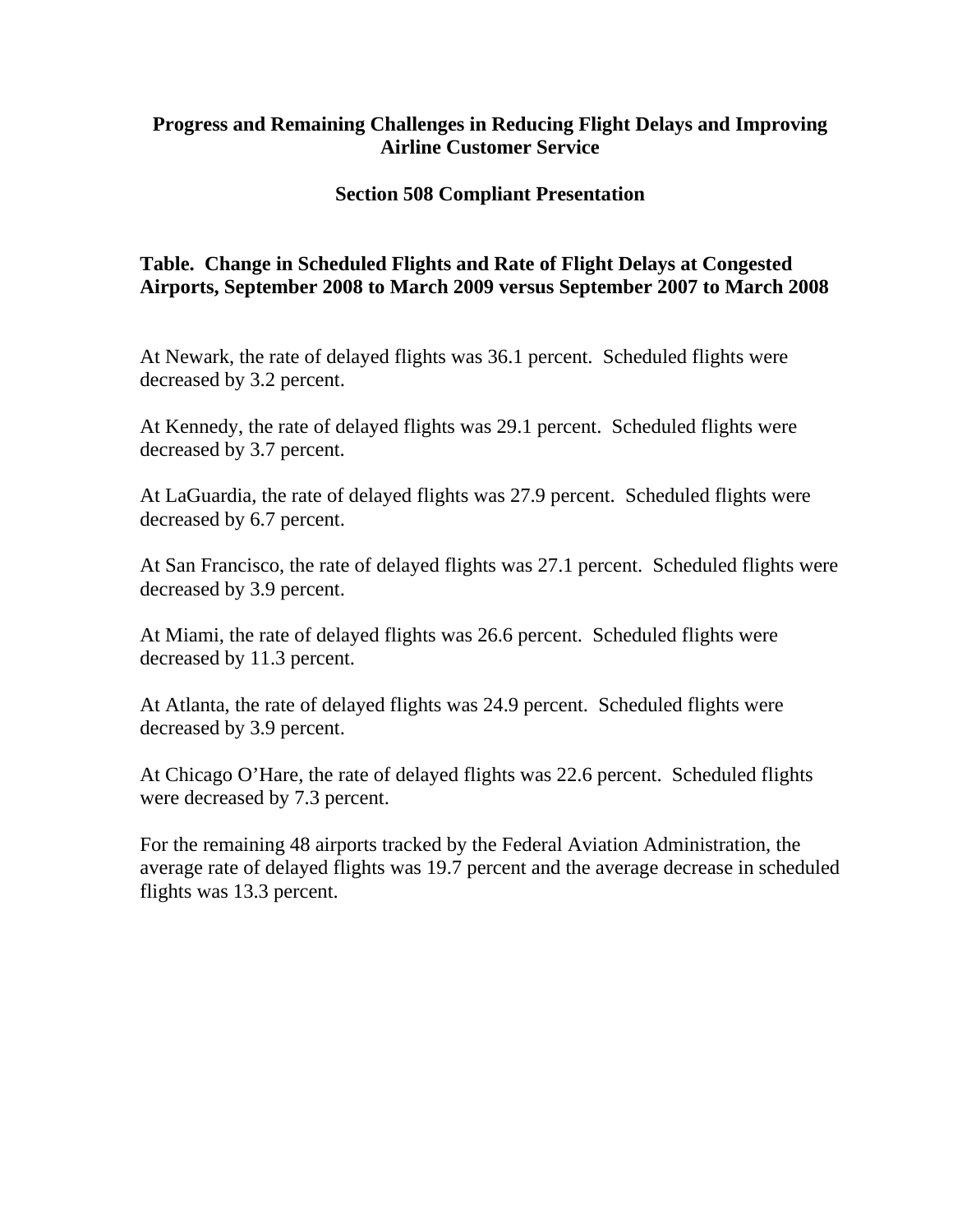**Progress and Remaining Challenges in Reducing Flight Delays and Improving Airline Customer Service**

**Section 508 Compliant Presentation**

**Table. Change in Scheduled Flights and Rate of Flight Delays at Congested Airports, September 2008 to March 2009 versus September 2007 to March 2008**

At Newark, the rate of delayed flights was 36.1 percent. Scheduled flights were decreased by 3.2 percent.

At Kennedy, the rate of delayed flights was 29.1 percent. Scheduled flights were decreased by 3.7 percent.

At LaGuardia, the rate of delayed flights was 27.9 percent. Scheduled flights were decreased by 6.7 percent.

At San Francisco, the rate of delayed flights was 27.1 percent. Scheduled flights were decreased by 3.9 percent.

At Miami, the rate of delayed flights was 26.6 percent. Scheduled flights were decreased by 11.3 percent.

At Atlanta, the rate of delayed flights was 24.9 percent. Scheduled flights were decreased by 3.9 percent.

At Chicago O'Hare, the rate of delayed flights was 22.6 percent. Scheduled flights were decreased by 7.3 percent.

For the remaining 48 airports tracked by the Federal Aviation Administration, the average rate of delayed flights was 19.7 percent and the average decrease in scheduled flights was 13.3 percent.